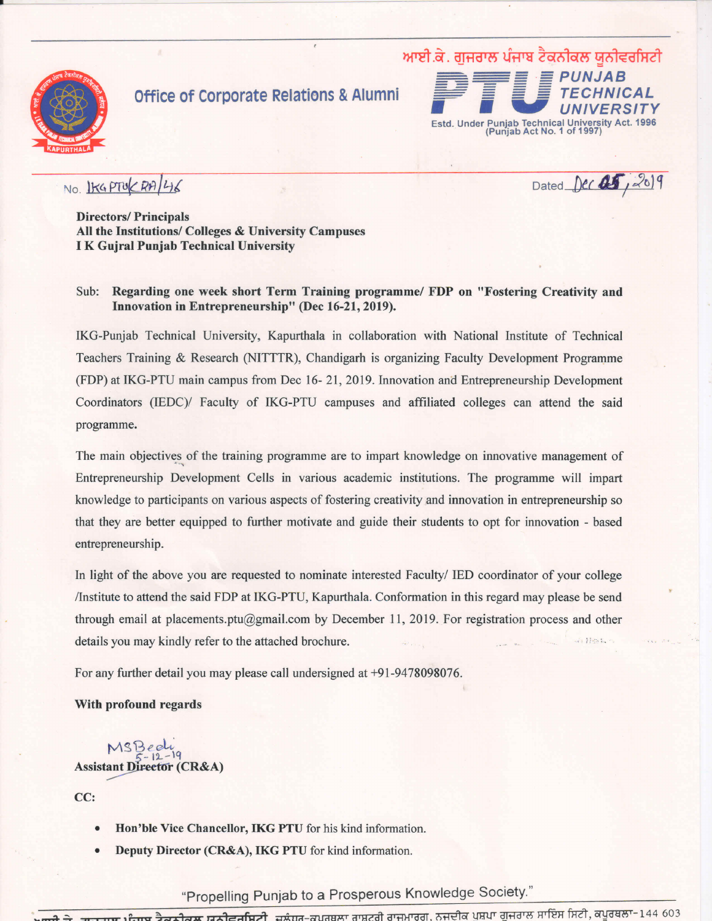ਆਈ.ਕੇ. ਗੁਜਰਾਲ ਪੰਜਾਬ ਟੈਕਨੀਕਲ ਯੂਨੀਵਰਸਿਟੀ

**Office of Corporate Relations & Alumni**

**PTU PUNJAB TECHNICAL UNIVERSITY**

Estd. Under Punjab Technical University Act. 1996 (Punjab Act No. 1 of 1997)

No. IKG PTU/CRA/46

Dated Dec 05, 2019

**Directors/ Principals**
**All the Institutions/ Colleges & University Campuses**
**I K Gujral Punjab Technical University**

Sub: **Regarding one week short Term Training programme/ FDP on "Fostering Creativity and Innovation in Entrepreneurship" (Dec 16-21, 2019).**

IKG-Punjab Technical University, Kapurthala in collaboration with National Institute of Technical Teachers Training & Research (NITTTR), Chandigarh is organizing Faculty Development Programme (FDP) at IKG-PTU main campus from Dec 16- 21, 2019. Innovation and Entrepreneurship Development Coordinators (IEDC)/ Faculty of IKG-PTU campuses and affiliated colleges can attend the said programme.

The main objectives of the training programme are to impart knowledge on innovative management of Entrepreneurship Development Cells in various academic institutions. The programme will impart knowledge to participants on various aspects of fostering creativity and innovation in entrepreneurship so that they are better equipped to further motivate and guide their students to opt for innovation - based entrepreneurship.

In light of the above you are requested to nominate interested Faculty/ IED coordinator of your college /Institute to attend the said FDP at IKG-PTU, Kapurthala. Conformation in this regard may please be send through email at placements.ptu@gmail.com by December 11, 2019. For registration process and other details you may kindly refer to the attached brochure.

For any further detail you may please call undersigned at +91-9478098076.

**With profound regards**

MSBedi
5-12-19
**Assistant Director (CR&A)**

**CC:**

- **Hon'ble Vice Chancellor, IKG PTU** for his kind information.
- **Deputy Director (CR&A), IKG PTU** for kind information.

"Propelling Punjab to a Prosperous Knowledge Society."

ਆਈ.ਕੇ. ਗੁਜਰਾਲ ਪੰਜਾਬ ਟੈਕਨੀਕਲ ਯੂਨੀਵਰਸਿਟੀ, ਜਲੰਧਰ-ਕਪੂਰਥਲਾ ਰਾਸ਼ਟਰੀ ਰਾਜਮਾਰਗ, ਨਜ਼ਦੀਕ ਪੁਸ਼ਪਾ ਗੁਜਰਾਲ ਸਾਇੰਸ ਸਿਟੀ, ਕਪੂਰਥਲਾ-144 603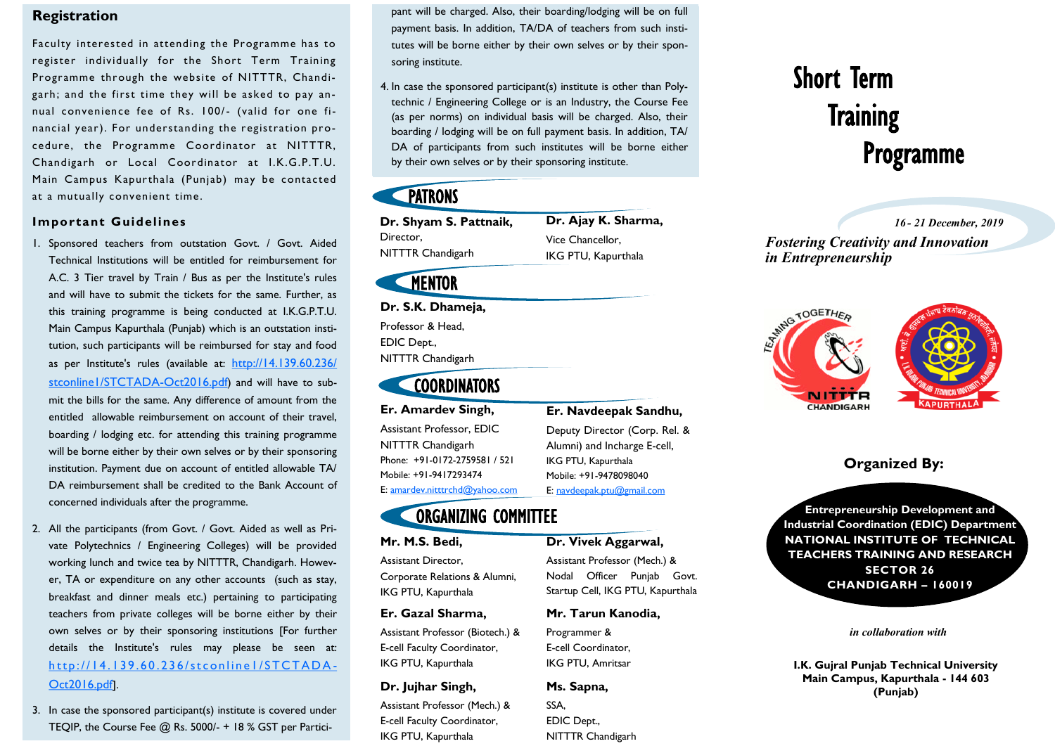## Registration

Faculty interested in attending the Programme has to register individually for the Short Term Training Programme through the website of NITTTR, Chandigarh; and the first time they will be asked to pay annual convenience fee of Rs. 100/- (valid for one financial year). For understanding the registration procedure, the Programme Coordinator at NITTTR, Chandigarh or Local Coordinator at I.K.G.P.T.U. Main Campus Kapurthala (Punjab) may be contacted at a mutually convenient time.

### Important Guidelines

1. Sponsored teachers from outstation Govt. / Govt. Aided Technical Institutions will be entitled for reimbursement for A.C. 3 Tier travel by Train / Bus as per the Institute's rules and will have to submit the tickets for the same. Further, as this training programme is being conducted at I.K.G.P.T.U. Main Campus Kapurthala (Punjab) which is an outstation institution, such participants will be reimbursed for stay and food as per Institute's rules (available at: http://14.139.60.236/stconline1/STCTADA-Oct2016.pdf) and will have to submit the bills for the same. Any difference of amount from the entitled allowable reimbursement on account of their travel, boarding / lodging etc. for attending this training programme will be borne either by their own selves or by their sponsoring institution. Payment due on account of entitled allowable TA/DA reimbursement shall be credited to the Bank Account of concerned individuals after the programme.
2. All the participants (from Govt. / Govt. Aided as well as Private Polytechnics / Engineering Colleges) will be provided working lunch and twice tea by NITTTR, Chandigarh. However, TA or expenditure on any other accounts (such as stay, breakfast and dinner meals etc.) pertaining to participating teachers from private colleges will be borne either by their own selves or by their sponsoring institutions [For further details the Institute's rules may please be seen at: http://14.139.60.236/stconline1/STCTADA-Oct2016.pdf].
3. In case the sponsored participant(s) institute is covered under TEQIP, the Course Fee @ Rs. 5000/- + 18 % GST per Participant will be charged. Also, their boarding/lodging will be on full payment basis. In addition, TA/DA of teachers from such institutes will be borne either by their own selves or by their sponsoring institute.
4. In case the sponsored participant(s) institute is other than Polytechnic / Engineering College or is an Industry, the Course Fee (as per norms) on individual basis will be charged. Also, their boarding / lodging will be on full payment basis. In addition, TA/DA of participants from such institutes will be borne either by their own selves or by their sponsoring institute.

## PATRONS

**Dr. Shyam S. Pattnaik,**
Director,
NITTTR Chandigarh

**Dr. Ajay K. Sharma,**
Vice Chancellor,
IKG PTU, Kapurthala

## MENTOR

**Dr. S.K. Dhameja,**
Professor & Head,
EDIC Dept.,
NITTTR Chandigarh

## COORDINATORS

**Er. Amardev Singh,**
Assistant Professor, EDIC
NITTTR Chandigarh
Phone: +91-0172-2759581 / 521
Mobile: +91-9417293474
E: amardev.nitttrchd@yahoo.com

**Er. Navdeepak Sandhu,**
Deputy Director (Corp. Rel. & Alumni) and Incharge E-cell,
IKG PTU, Kapurthala
Mobile: +91-9478098040
E: navdeepak.ptu@gmail.com

## ORGANIZING COMMITTEE

**Mr. M.S. Bedi,**
Assistant Director,
Corporate Relations & Alumni,
IKG PTU, Kapurthala

**Dr. Vivek Aggarwal,**
Assistant Professor (Mech.) &
Nodal Officer Punjab Govt. Startup Cell, IKG PTU, Kapurthala

**Er. Gazal Sharma,**
Assistant Professor (Biotech.) &
E-cell Faculty Coordinator,
IKG PTU, Kapurthala

**Mr. Tarun Kanodia,**
Programmer &
E-cell Coordinator,
IKG PTU, Amritsar

**Dr. Jujhar Singh,**
Assistant Professor (Mech.) &
E-cell Faculty Coordinator,
IKG PTU, Kapurthala

**Ms. Sapna,**
SSA,
EDIC Dept.,
NITTTR Chandigarh

# Short Term Training Programme

*16 - 21 December, 2019*

***Fostering Creativity and Innovation in Entrepreneurship***

### Organized By:

**Entrepreneurship Development and Industrial Coordination (EDIC) Department**
**NATIONAL INSTITUTE OF TECHNICAL TEACHERS TRAINING AND RESEARCH**
**SECTOR 26**
**CHANDIGARH – 160019**

*in collaboration with*

**I.K. Gujral Punjab Technical University**
**Main Campus, Kapurthala - 144 603**
**(Punjab)**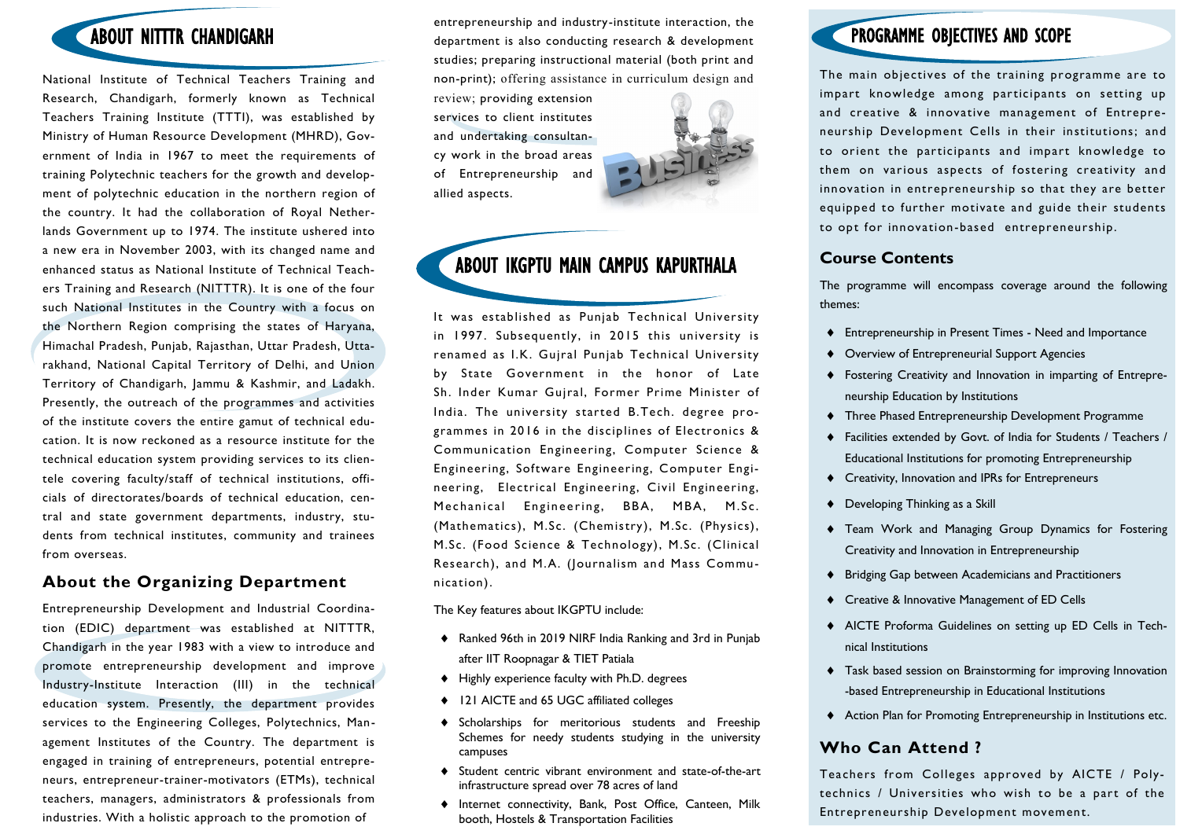## ABOUT NITTTR CHANDIGARH

National Institute of Technical Teachers Training and Research, Chandigarh, formerly known as Technical Teachers Training Institute (TTTI), was established by Ministry of Human Resource Development (MHRD), Government of India in 1967 to meet the requirements of training Polytechnic teachers for the growth and development of polytechnic education in the northern region of the country. It had the collaboration of Royal Netherlands Government up to 1974. The institute ushered into a new era in November 2003, with its changed name and enhanced status as National Institute of Technical Teachers Training and Research (NITTTR). It is one of the four such National Institutes in the Country with a focus on the Northern Region comprising the states of Haryana, Himachal Pradesh, Punjab, Rajasthan, Uttar Pradesh, Uttarakhand, National Capital Territory of Delhi, and Union Territory of Chandigarh, Jammu & Kashmir, and Ladakh. Presently, the outreach of the programmes and activities of the institute covers the entire gamut of technical education. It is now reckoned as a resource institute for the technical education system providing services to its clientele covering faculty/staff of technical institutions, officials of directorates/boards of technical education, central and state government departments, industry, students from technical institutes, community and trainees from overseas.

### About the Organizing Department

Entrepreneurship Development and Industrial Coordination (EDIC) department was established at NITTTR, Chandigarh in the year 1983 with a view to introduce and promote entrepreneurship development and improve Industry-Institute Interaction (III) in the technical education system. Presently, the department provides services to the Engineering Colleges, Polytechnics, Management Institutes of the Country. The department is engaged in training of entrepreneurs, potential entrepreneurs, entrepreneur-trainer-motivators (ETMs), technical teachers, managers, administrators & professionals from industries. With a holistic approach to the promotion of entrepreneurship and industry-institute interaction, the department is also conducting research & development studies; preparing instructional material (both print and non-print); offering assistance in curriculum design and review; providing extension services to client institutes and undertaking consultancy work in the broad areas of Entrepreneurship and allied aspects.

## ABOUT IKGPTU MAIN CAMPUS KAPURTHALA

It was established as Punjab Technical University in 1997. Subsequently, in 2015 this university is renamed as I.K. Gujral Punjab Technical University by State Government in the honor of Late Sh. Inder Kumar Gujral, Former Prime Minister of India. The university started B.Tech. degree programmes in 2016 in the disciplines of Electronics & Communication Engineering, Computer Science & Engineering, Software Engineering, Computer Engineering, Electrical Engineering, Civil Engineering, Mechanical Engineering, BBA, MBA, M.Sc. (Mathematics), M.Sc. (Chemistry), M.Sc. (Physics), M.Sc. (Food Science & Technology), M.Sc. (Clinical Research), and M.A. (Journalism and Mass Communication).

The Key features about IKGPTU include:

- Ranked 96th in 2019 NIRF India Ranking and 3rd in Punjab after IIT Roopnagar & TIET Patiala
- Highly experience faculty with Ph.D. degrees
- 121 AICTE and 65 UGC affiliated colleges
- Scholarships for meritorious students and Freeship Schemes for needy students studying in the university campuses
- Student centric vibrant environment and state-of-the-art infrastructure spread over 78 acres of land
- Internet connectivity, Bank, Post Office, Canteen, Milk booth, Hostels & Transportation Facilities

## PROGRAMME OBJECTIVES AND SCOPE

The main objectives of the training programme are to impart knowledge among participants on setting up and creative & innovative management of Entrepreneurship Development Cells in their institutions; and to orient the participants and impart knowledge to them on various aspects of fostering creativity and innovation in entrepreneurship so that they are better equipped to further motivate and guide their students to opt for innovation-based entrepreneurship.

### Course Contents

The programme will encompass coverage around the following themes:

- Entrepreneurship in Present Times - Need and Importance
- Overview of Entrepreneurial Support Agencies
- Fostering Creativity and Innovation in imparting of Entrepreneurship Education by Institutions
- Three Phased Entrepreneurship Development Programme
- Facilities extended by Govt. of India for Students / Teachers / Educational Institutions for promoting Entrepreneurship
- Creativity, Innovation and IPRs for Entrepreneurs
- Developing Thinking as a Skill
- Team Work and Managing Group Dynamics for Fostering Creativity and Innovation in Entrepreneurship
- Bridging Gap between Academicians and Practitioners
- Creative & Innovative Management of ED Cells
- AICTE Proforma Guidelines on setting up ED Cells in Technical Institutions
- Task based session on Brainstorming for improving Innovation -based Entrepreneurship in Educational Institutions
- Action Plan for Promoting Entrepreneurship in Institutions etc.

### Who Can Attend ?

Teachers from Colleges approved by AICTE / Polytechnics / Universities who wish to be a part of the Entrepreneurship Development movement.